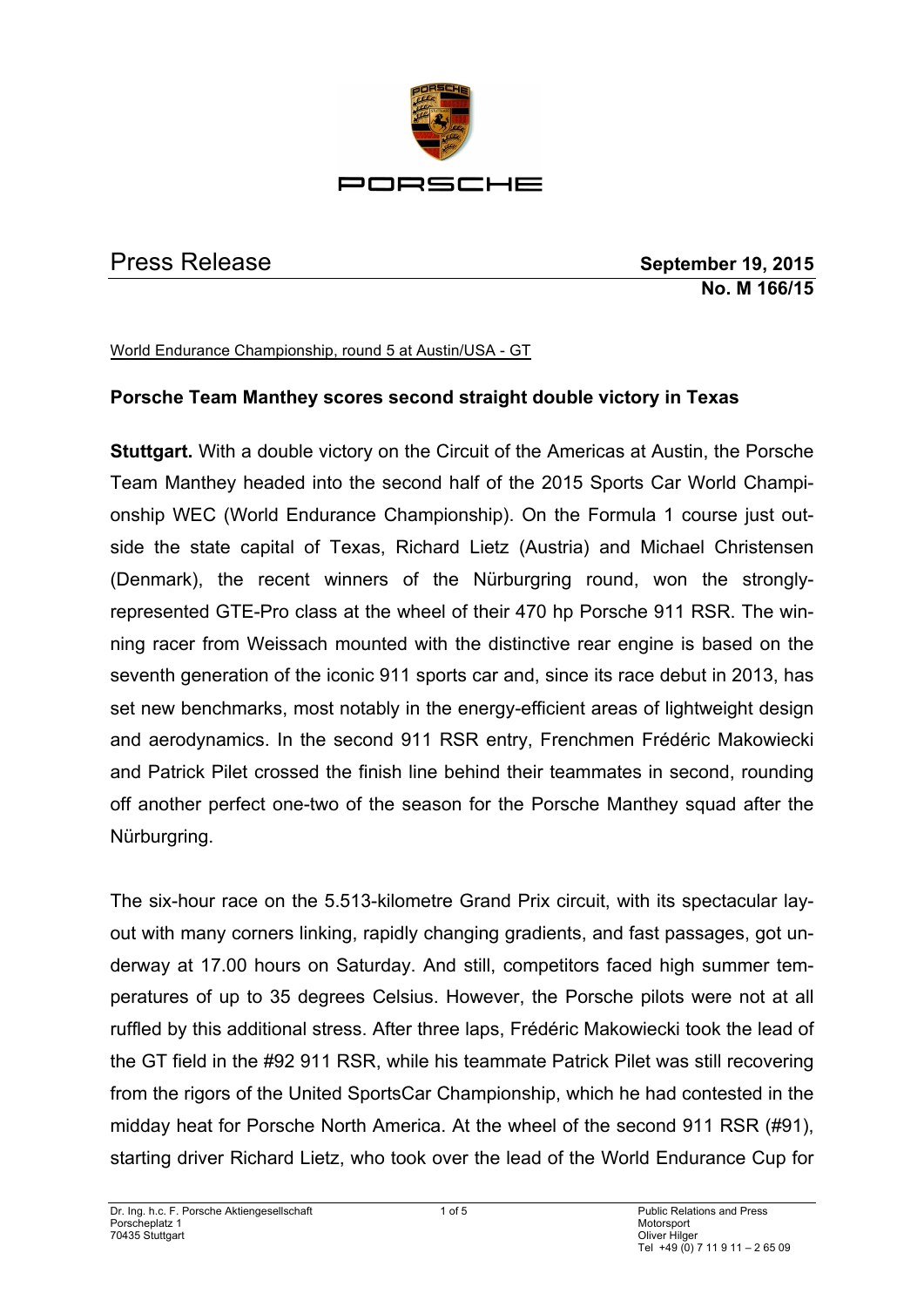PORSCHE

# Press Release

**September 19, 2015**
**No. M 166/15**

World Endurance Championship, round 5 at Austin/USA - GT

## Porsche Team Manthey scores second straight double victory in Texas

**Stuttgart.** With a double victory on the Circuit of the Americas at Austin, the Porsche Team Manthey headed into the second half of the 2015 Sports Car World Championship WEC (World Endurance Championship). On the Formula 1 course just outside the state capital of Texas, Richard Lietz (Austria) and Michael Christensen (Denmark), the recent winners of the Nürburgring round, won the strongly-represented GTE-Pro class at the wheel of their 470 hp Porsche 911 RSR. The winning racer from Weissach mounted with the distinctive rear engine is based on the seventh generation of the iconic 911 sports car and, since its race debut in 2013, has set new benchmarks, most notably in the energy-efficient areas of lightweight design and aerodynamics. In the second 911 RSR entry, Frenchmen Frédéric Makowiecki and Patrick Pilet crossed the finish line behind their teammates in second, rounding off another perfect one-two of the season for the Porsche Manthey squad after the Nürburgring.

The six-hour race on the 5.513-kilometre Grand Prix circuit, with its spectacular layout with many corners linking, rapidly changing gradients, and fast passages, got underway at 17.00 hours on Saturday. And still, competitors faced high summer temperatures of up to 35 degrees Celsius. However, the Porsche pilots were not at all ruffled by this additional stress. After three laps, Frédéric Makowiecki took the lead of the GT field in the #92 911 RSR, while his teammate Patrick Pilet was still recovering from the rigors of the United SportsCar Championship, which he had contested in the midday heat for Porsche North America. At the wheel of the second 911 RSR (#91), starting driver Richard Lietz, who took over the lead of the World Endurance Cup for

Dr. Ing. h.c. F. Porsche Aktiengesellschaft
Porscheplatz 1
70435 Stuttgart

Public Relations and Press
Motorsport
Oliver Hilger
Tel +49 (0) 7 11 9 11 – 2 65 09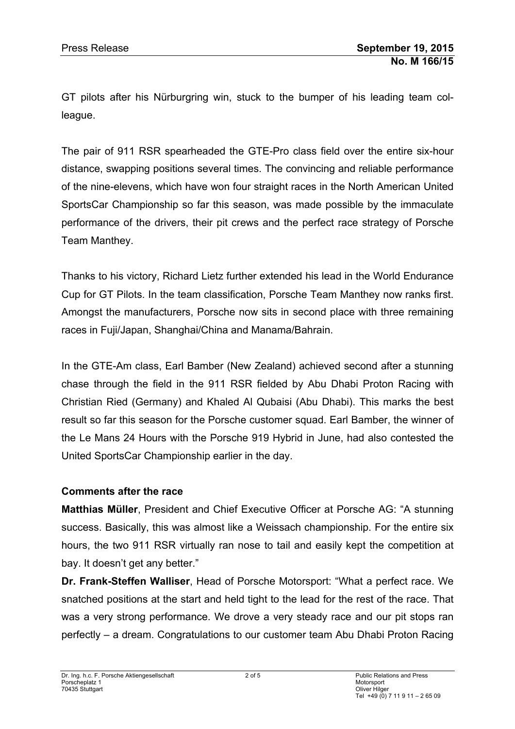GT pilots after his Nürburgring win, stuck to the bumper of his leading team colleague.

The pair of 911 RSR spearheaded the GTE-Pro class field over the entire six-hour distance, swapping positions several times. The convincing and reliable performance of the nine-elevens, which have won four straight races in the North American United SportsCar Championship so far this season, was made possible by the immaculate performance of the drivers, their pit crews and the perfect race strategy of Porsche Team Manthey.

Thanks to his victory, Richard Lietz further extended his lead in the World Endurance Cup for GT Pilots. In the team classification, Porsche Team Manthey now ranks first. Amongst the manufacturers, Porsche now sits in second place with three remaining races in Fuji/Japan, Shanghai/China and Manama/Bahrain.

In the GTE-Am class, Earl Bamber (New Zealand) achieved second after a stunning chase through the field in the 911 RSR fielded by Abu Dhabi Proton Racing with Christian Ried (Germany) and Khaled Al Qubaisi (Abu Dhabi). This marks the best result so far this season for the Porsche customer squad. Earl Bamber, the winner of the Le Mans 24 Hours with the Porsche 919 Hybrid in June, had also contested the United SportsCar Championship earlier in the day.

**Comments after the race**

**Matthias Müller**, President and Chief Executive Officer at Porsche AG: "A stunning success. Basically, this was almost like a Weissach championship. For the entire six hours, the two 911 RSR virtually ran nose to tail and easily kept the competition at bay. It doesn't get any better."

**Dr. Frank-Steffen Walliser**, Head of Porsche Motorsport: "What a perfect race. We snatched positions at the start and held tight to the lead for the rest of the race. That was a very strong performance. We drove a very steady race and our pit stops ran perfectly – a dream. Congratulations to our customer team Abu Dhabi Proton Racing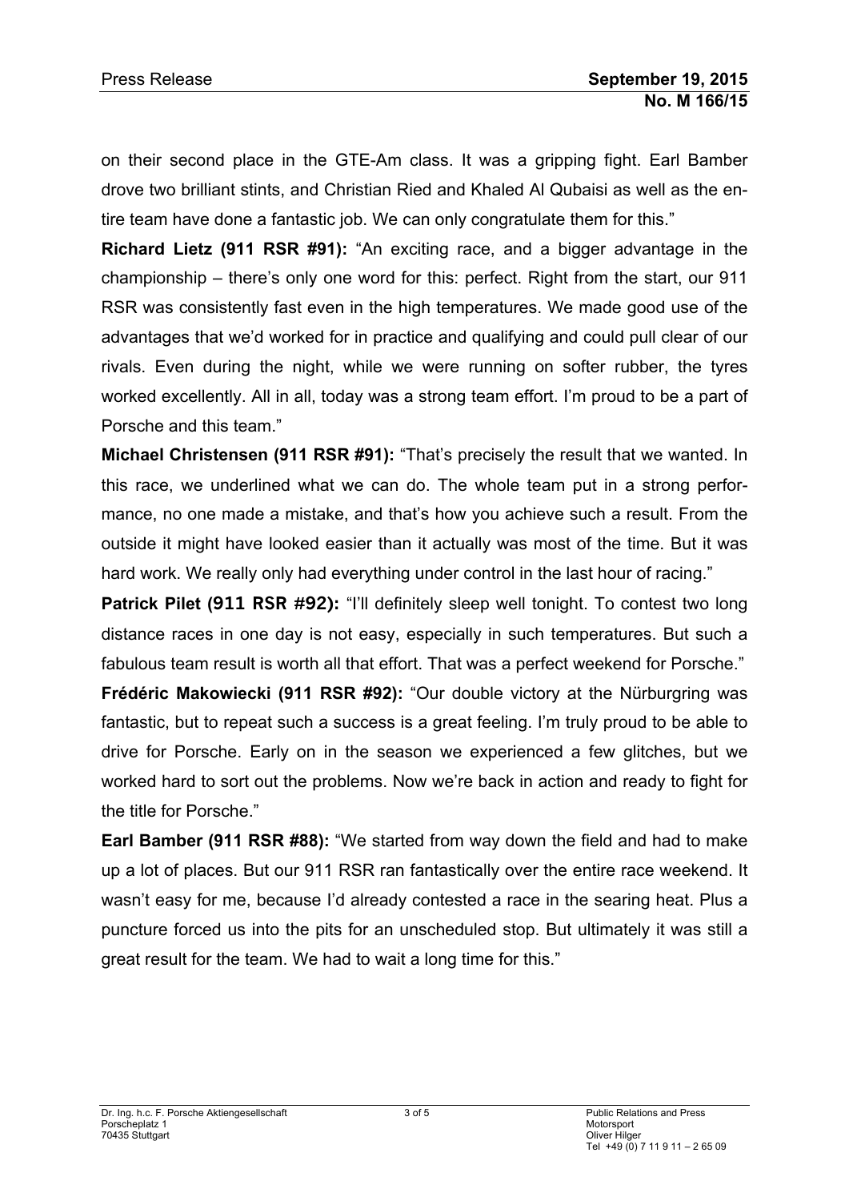on their second place in the GTE-Am class. It was a gripping fight. Earl Bamber drove two brilliant stints, and Christian Ried and Khaled Al Qubaisi as well as the entire team have done a fantastic job. We can only congratulate them for this."

**Richard Lietz (911 RSR #91):** "An exciting race, and a bigger advantage in the championship – there's only one word for this: perfect. Right from the start, our 911 RSR was consistently fast even in the high temperatures. We made good use of the advantages that we'd worked for in practice and qualifying and could pull clear of our rivals. Even during the night, while we were running on softer rubber, the tyres worked excellently. All in all, today was a strong team effort. I'm proud to be a part of Porsche and this team."

**Michael Christensen (911 RSR #91):** "That's precisely the result that we wanted. In this race, we underlined what we can do. The whole team put in a strong performance, no one made a mistake, and that's how you achieve such a result. From the outside it might have looked easier than it actually was most of the time. But it was hard work. We really only had everything under control in the last hour of racing."

**Patrick Pilet (911 RSR #92):** "I'll definitely sleep well tonight. To contest two long distance races in one day is not easy, especially in such temperatures. But such a fabulous team result is worth all that effort. That was a perfect weekend for Porsche."

**Frédéric Makowiecki (911 RSR #92):** "Our double victory at the Nürburgring was fantastic, but to repeat such a success is a great feeling. I'm truly proud to be able to drive for Porsche. Early on in the season we experienced a few glitches, but we worked hard to sort out the problems. Now we're back in action and ready to fight for the title for Porsche."

**Earl Bamber (911 RSR #88):** "We started from way down the field and had to make up a lot of places. But our 911 RSR ran fantastically over the entire race weekend. It wasn't easy for me, because I'd already contested a race in the searing heat. Plus a puncture forced us into the pits for an unscheduled stop. But ultimately it was still a great result for the team. We had to wait a long time for this."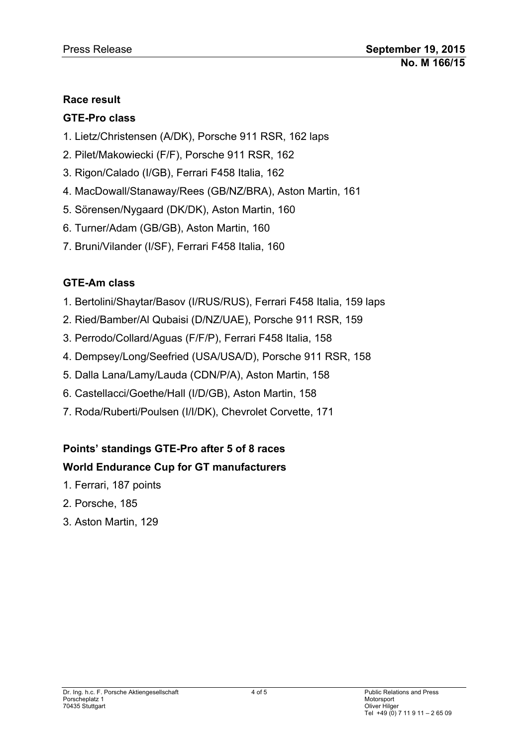## Race result

### GTE-Pro class

1. Lietz/Christensen (A/DK), Porsche 911 RSR, 162 laps
2. Pilet/Makowiecki (F/F), Porsche 911 RSR, 162
3. Rigon/Calado (I/GB), Ferrari F458 Italia, 162
4. MacDowall/Stanaway/Rees (GB/NZ/BRA), Aston Martin, 161
5. Sörensen/Nygaard (DK/DK), Aston Martin, 160
6. Turner/Adam (GB/GB), Aston Martin, 160
7. Bruni/Vilander (I/SF), Ferrari F458 Italia, 160

### GTE-Am class

1. Bertolini/Shaytar/Basov (I/RUS/RUS), Ferrari F458 Italia, 159 laps
2. Ried/Bamber/Al Qubaisi (D/NZ/UAE), Porsche 911 RSR, 159
3. Perrodo/Collard/Aguas (F/F/P), Ferrari F458 Italia, 158
4. Dempsey/Long/Seefried (USA/USA/D), Porsche 911 RSR, 158
5. Dalla Lana/Lamy/Lauda (CDN/P/A), Aston Martin, 158
6. Castellacci/Goethe/Hall (I/D/GB), Aston Martin, 158
7. Roda/Ruberti/Poulsen (I/I/DK), Chevrolet Corvette, 171

### Points' standings GTE-Pro after 5 of 8 races

### World Endurance Cup for GT manufacturers

1. Ferrari, 187 points
2. Porsche, 185
3. Aston Martin, 129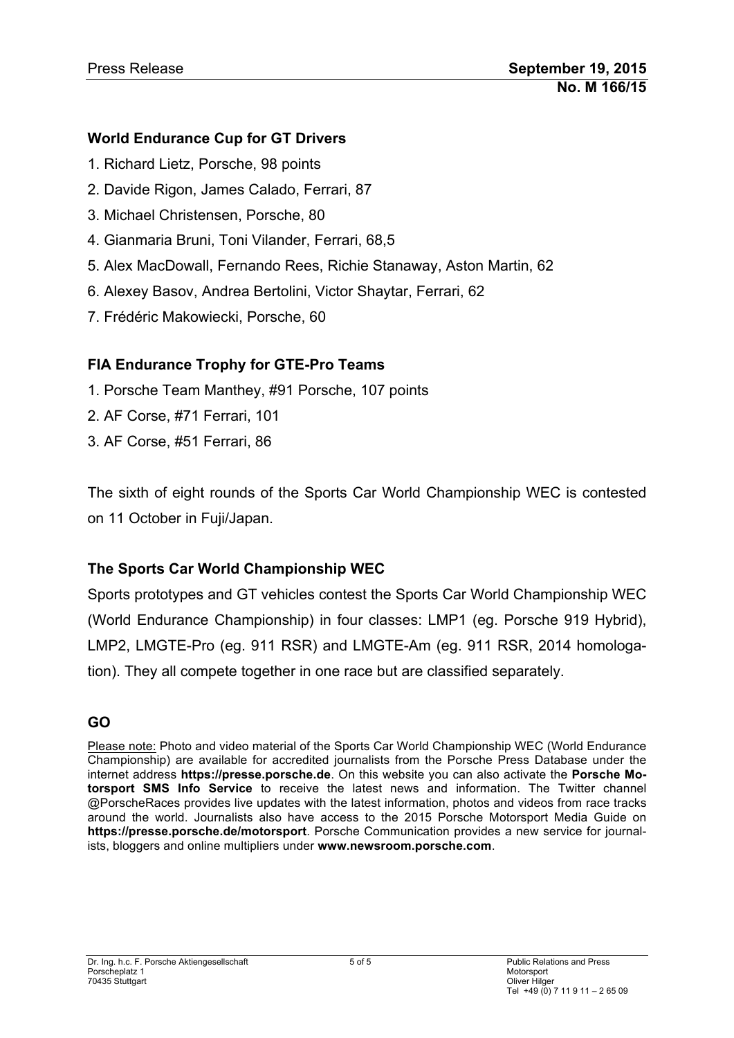Press Release **September 19, 2015**
**No. M 166/15**

**World Endurance Cup for GT Drivers**

1. Richard Lietz, Porsche, 98 points
2. Davide Rigon, James Calado, Ferrari, 87
3. Michael Christensen, Porsche, 80
4. Gianmaria Bruni, Toni Vilander, Ferrari, 68,5
5. Alex MacDowall, Fernando Rees, Richie Stanaway, Aston Martin, 62
6. Alexey Basov, Andrea Bertolini, Victor Shaytar, Ferrari, 62
7. Frédéric Makowiecki, Porsche, 60

**FIA Endurance Trophy for GTE-Pro Teams**

1. Porsche Team Manthey, #91 Porsche, 107 points
2. AF Corse, #71 Ferrari, 101
3. AF Corse, #51 Ferrari, 86

The sixth of eight rounds of the Sports Car World Championship WEC is contested on 11 October in Fuji/Japan.

**The Sports Car World Championship WEC**

Sports prototypes and GT vehicles contest the Sports Car World Championship WEC (World Endurance Championship) in four classes: LMP1 (eg. Porsche 919 Hybrid), LMP2, LMGTE-Pro (eg. 911 RSR) and LMGTE-Am (eg. 911 RSR, 2014 homologation). They all compete together in one race but are classified separately.

**GO**

Please note: Photo and video material of the Sports Car World Championship WEC (World Endurance Championship) are available for accredited journalists from the Porsche Press Database under the internet address **https://presse.porsche.de**. On this website you can also activate the **Porsche Motorsport SMS Info Service** to receive the latest news and information. The Twitter channel @PorscheRaces provides live updates with the latest information, photos and videos from race tracks around the world. Journalists also have access to the 2015 Porsche Motorsport Media Guide on **https://presse.porsche.de/motorsport**. Porsche Communication provides a new service for journalists, bloggers and online multipliers under **www.newsroom.porsche.com**.

Dr. Ing. h.c. F. Porsche Aktiengesellschaft
Porscheplatz 1
70435 Stuttgart

Public Relations and Press
Motorsport
Oliver Hilger
Tel +49 (0) 7 11 9 11 – 2 65 09